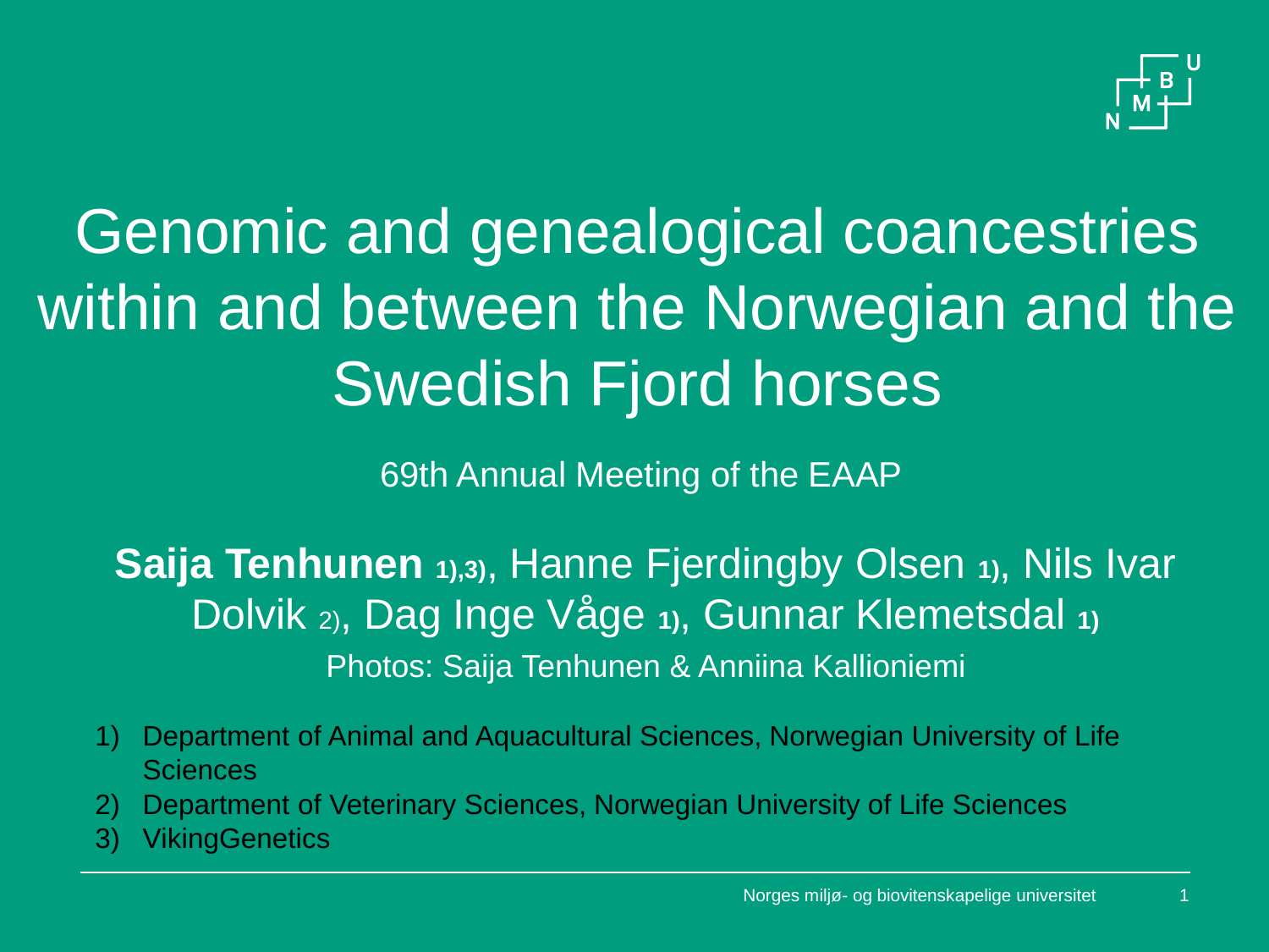# Genomic and genealogical coancestries within and between the Norwegian and the Swedish Fjord horses

69th Annual Meeting of the EAAP

**Saija Tenhunen** [1),3)], Hanne Fjerdingby Olsen [1)], Nils Ivar Dolvik [2)], Dag Inge Våge [1)], Gunnar Klemetsdal [1)]

Photos: Saija Tenhunen & Anniina Kallioniemi

1) Department of Animal and Aquacultural Sciences, Norwegian University of Life Sciences
2) Department of Veterinary Sciences, Norwegian University of Life Sciences
3) VikingGenetics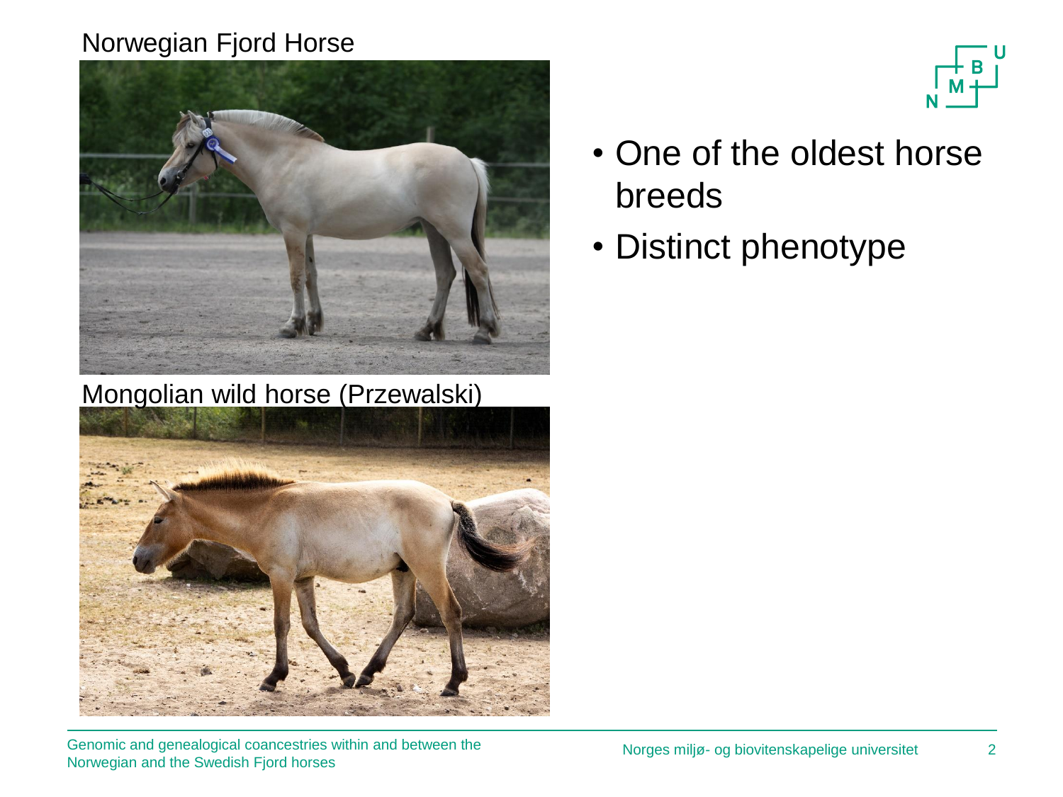Norwegian Fjord Horse

Mongolian wild horse (Przewalski)

- One of the oldest horse breeds
- Distinct phenotype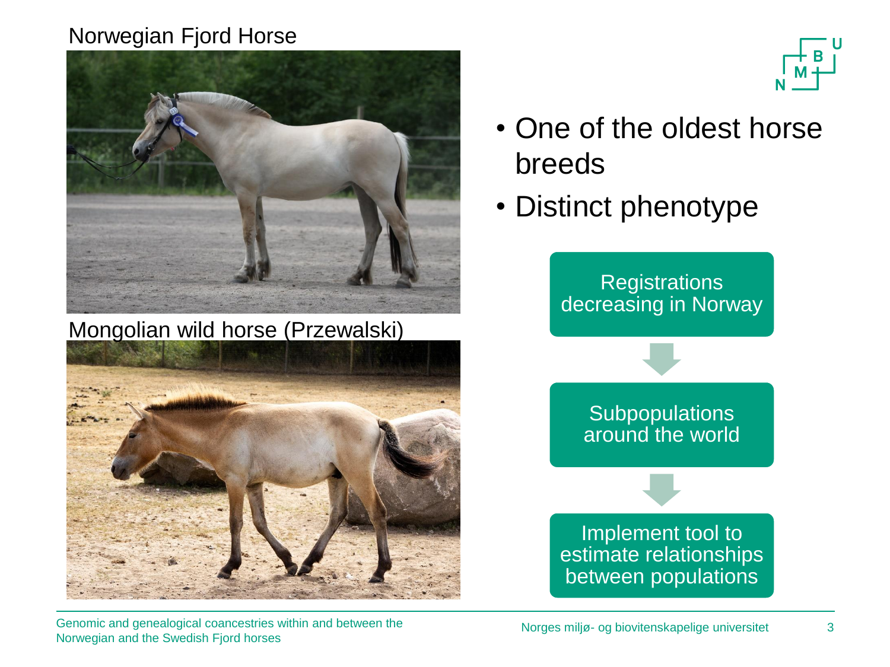Norwegian Fjord Horse

Mongolian wild horse (Przewalski)

- One of the oldest horse breeds
- Distinct phenotype

Registrations decreasing in Norway

↓

Subpopulations around the world

↓

Implement tool to estimate relationships between populations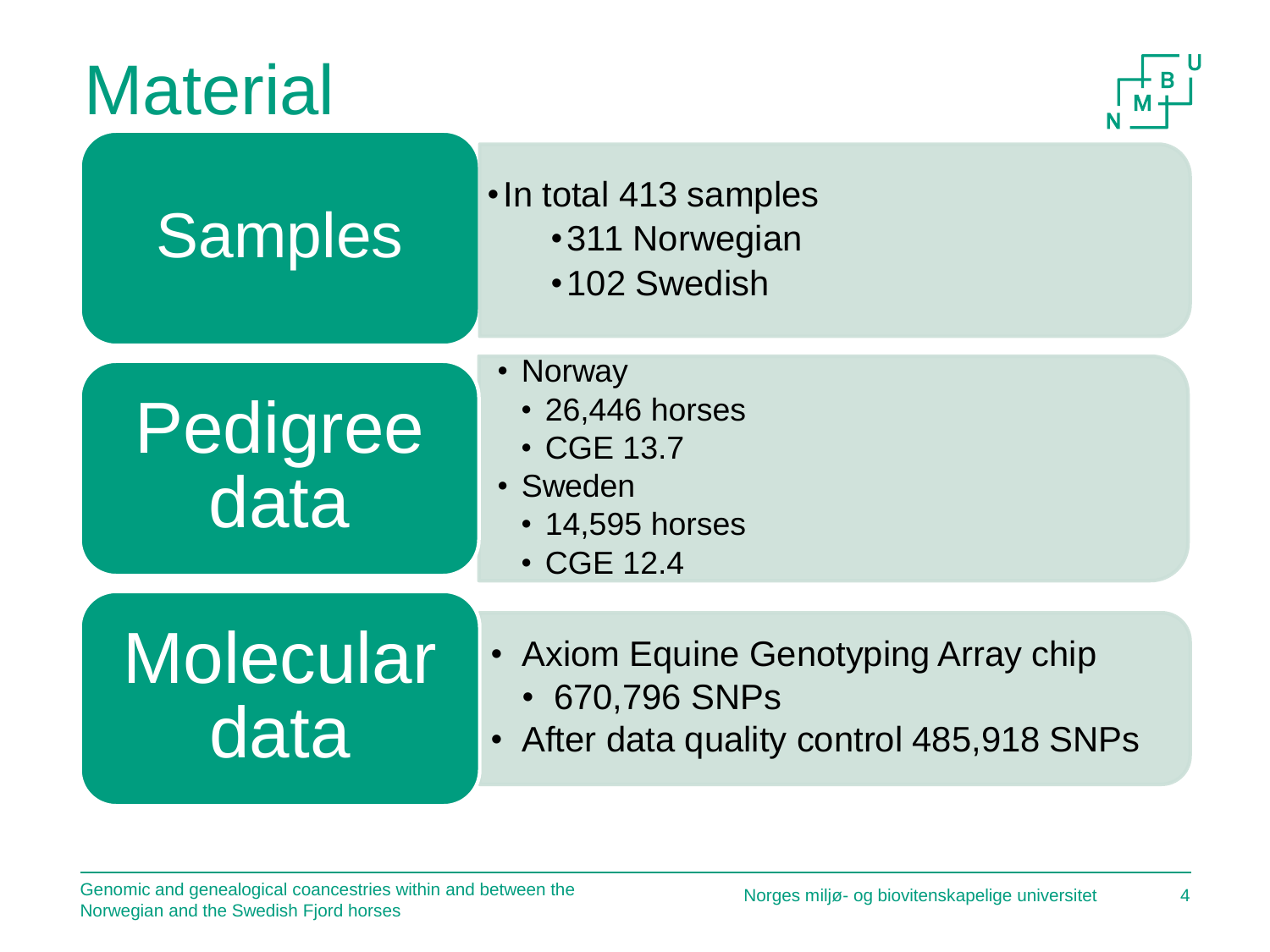# Material

## Samples

- In total 413 samples
  - 311 Norwegian
  - 102 Swedish

## Pedigree data

- Norway
  - 26,446 horses
  - CGE 13.7
- Sweden
  - 14,595 horses
  - CGE 12.4

## Molecular data

- Axiom Equine Genotyping Array chip
  - 670,796 SNPs
- After data quality control 485,918 SNPs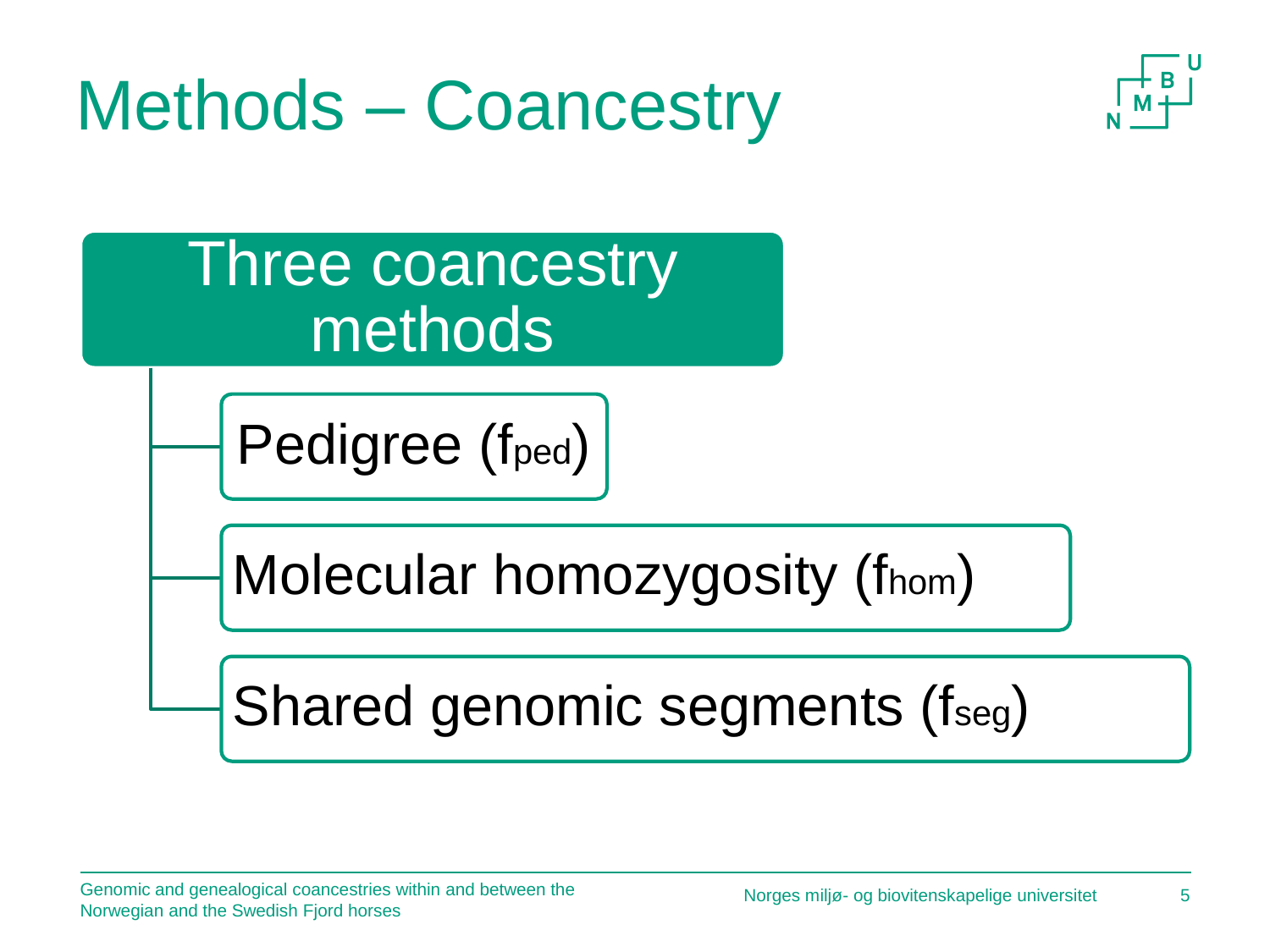# Methods – Coancestry

**Three coancestry methods**

- Pedigree ($f_{ped}$)
- Molecular homozygosity ($f_{hom}$)
- Shared genomic segments ($f_{seg}$)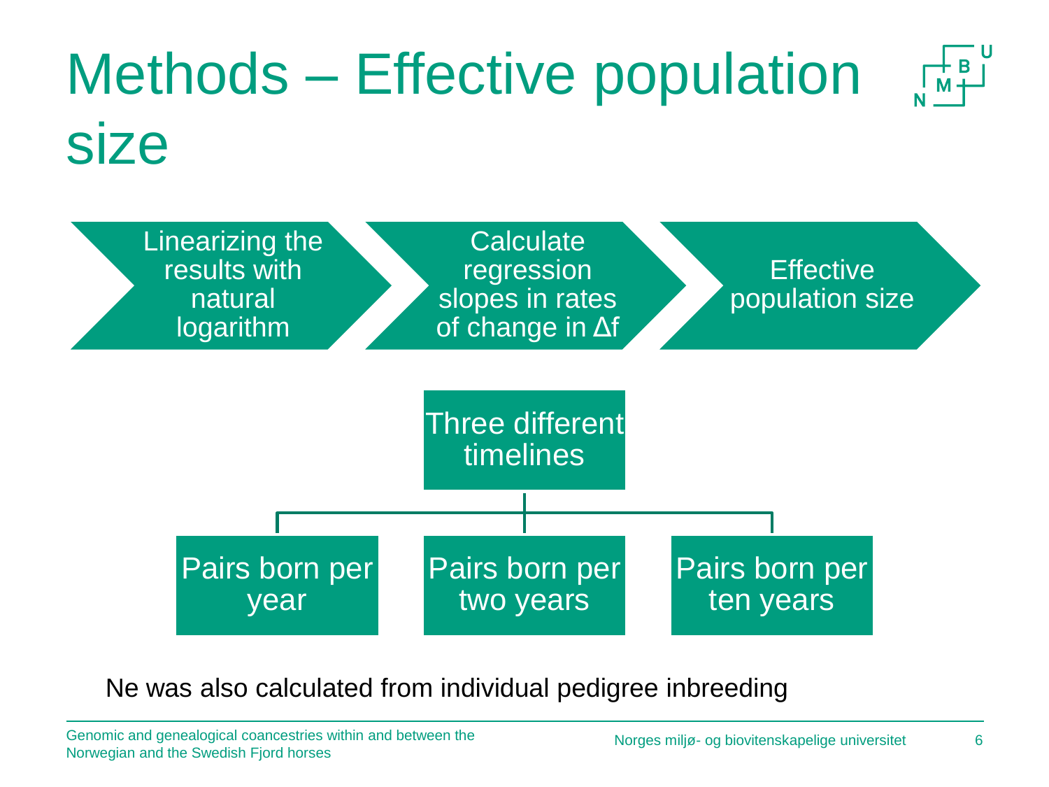# Methods – Effective population size

1. Linearizing the results with natural logarithm
2. Calculate regression slopes in rates of change in $\Delta f$
3. Effective population size

**Three different timelines**

- Pairs born per year
- Pairs born per two years
- Pairs born per ten years

Ne was also calculated from individual pedigree inbreeding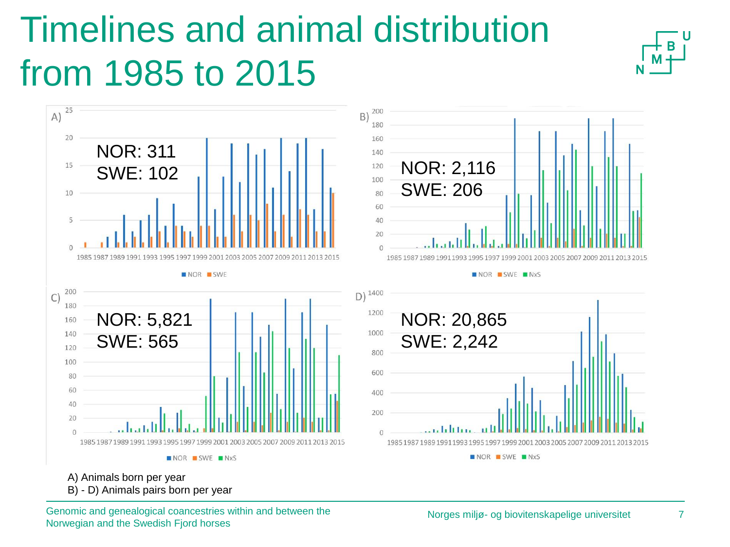# Timelines and animal distribution from 1985 to 2015

A) NOR: 311
SWE: 102

B) NOR: 2,116
SWE: 206

C) NOR: 5,821
SWE: 565

D) NOR: 20,865
SWE: 2,242

A) Animals born per year
B) - D) Animals pairs born per year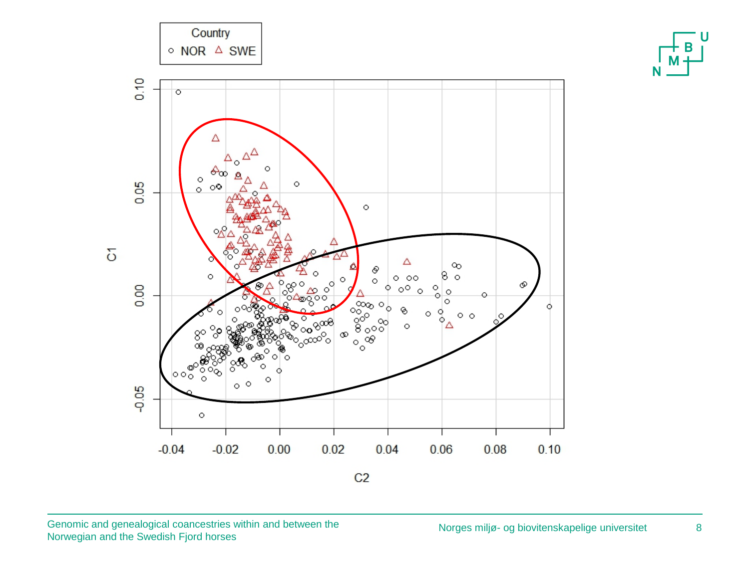Country

○ NOR △ SWE

C1

C2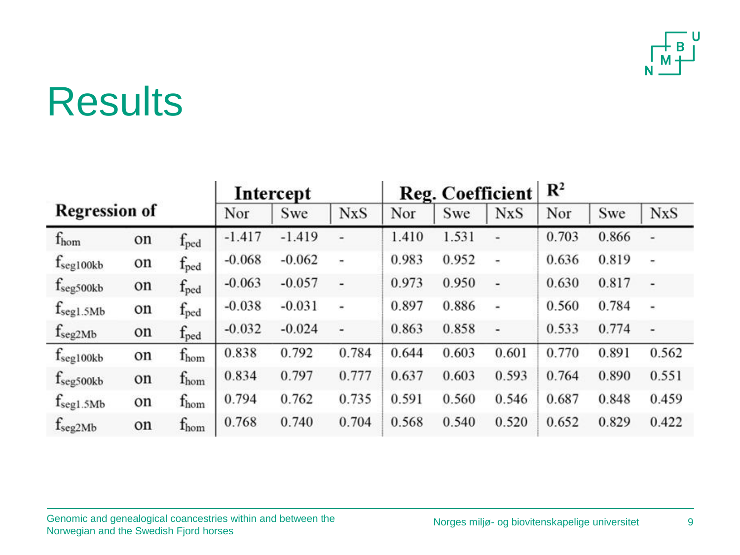# Results

| Regression of | | | Intercept | | | Reg. Coefficient | | | $R^2$ | | |
|---|---|---|---|---|---|---|---|---|---|---|---|
| | | | Nor | Swe | NxS | Nor | Swe | NxS | Nor | Swe | NxS |
| $f_{hom}$ | on | $f_{ped}$ | -1.417 | -1.419 | - | 1.410 | 1.531 | - | 0.703 | 0.866 | - |
| $f_{seg100kb}$ | on | $f_{ped}$ | -0.068 | -0.062 | - | 0.983 | 0.952 | - | 0.636 | 0.819 | - |
| $f_{seg500kb}$ | on | $f_{ped}$ | -0.063 | -0.057 | - | 0.973 | 0.950 | - | 0.630 | 0.817 | - |
| $f_{seg1.5Mb}$ | on | $f_{ped}$ | -0.038 | -0.031 | - | 0.897 | 0.886 | - | 0.560 | 0.784 | - |
| $f_{seg2Mb}$ | on | $f_{ped}$ | -0.032 | -0.024 | - | 0.863 | 0.858 | - | 0.533 | 0.774 | - |
| $f_{seg100kb}$ | on | $f_{hom}$ | 0.838 | 0.792 | 0.784 | 0.644 | 0.603 | 0.601 | 0.770 | 0.891 | 0.562 |
| $f_{seg500kb}$ | on | $f_{hom}$ | 0.834 | 0.797 | 0.777 | 0.637 | 0.603 | 0.593 | 0.764 | 0.890 | 0.551 |
| $f_{seg1.5Mb}$ | on | $f_{hom}$ | 0.794 | 0.762 | 0.735 | 0.591 | 0.560 | 0.546 | 0.687 | 0.848 | 0.459 |
| $f_{seg2Mb}$ | on | $f_{hom}$ | 0.768 | 0.740 | 0.704 | 0.568 | 0.540 | 0.520 | 0.652 | 0.829 | 0.422 |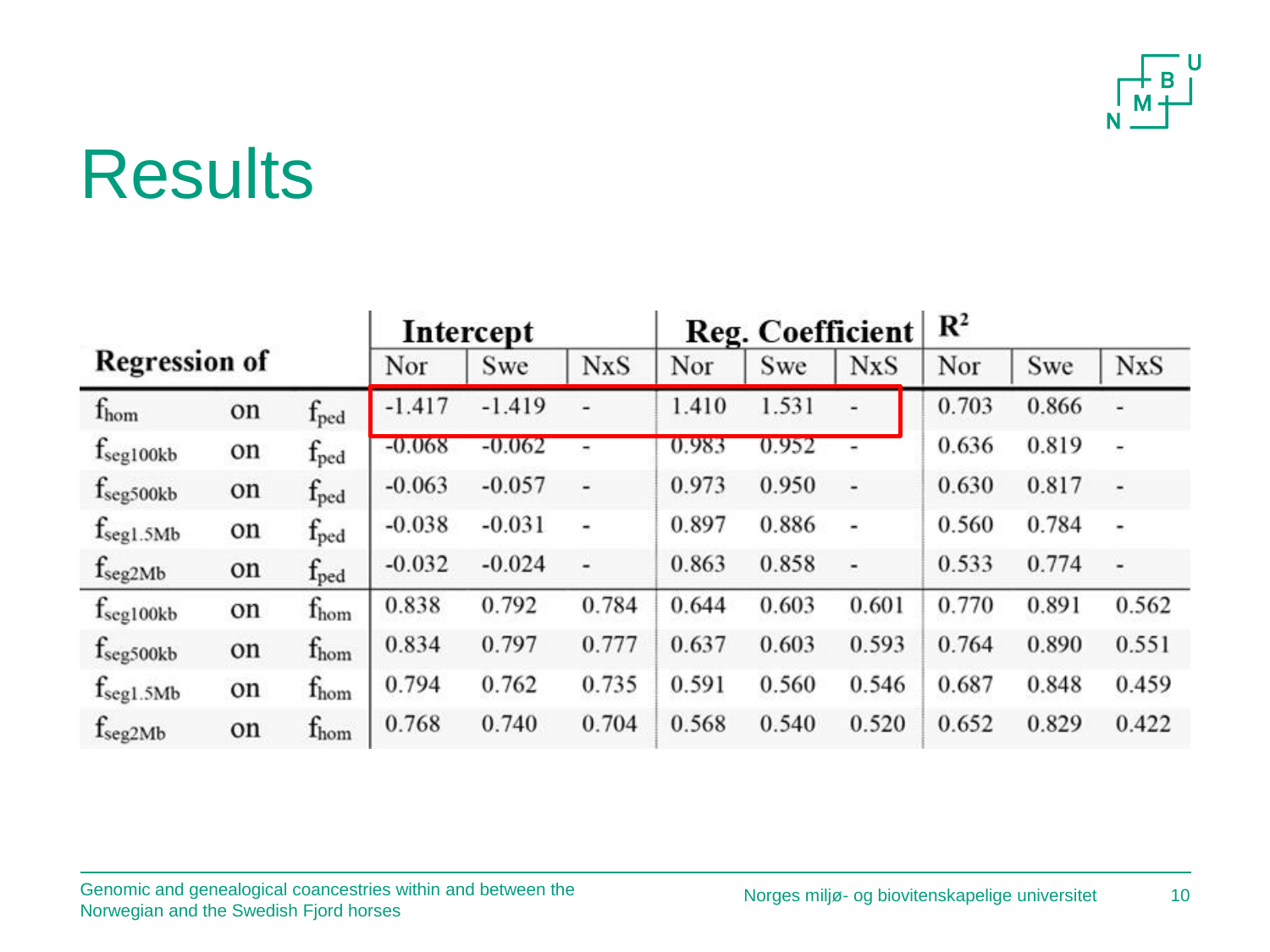# Results

| Regression of | | | Intercept | | | Reg. Coefficient | | | $R^2$ | | |
|---|---|---|---|---|---|---|---|---|---|---|---|
| | | | Nor | Swe | NxS | Nor | Swe | NxS | Nor | Swe | NxS |
| $f_{hom}$ | on | $f_{ped}$ | -1.417 | -1.419 | - | 1.410 | 1.531 | - | 0.703 | 0.866 | - |
| $f_{seg100kb}$ | on | $f_{ped}$ | -0.068 | -0.062 | - | 0.983 | 0.952 | - | 0.636 | 0.819 | - |
| $f_{seg500kb}$ | on | $f_{ped}$ | -0.063 | -0.057 | - | 0.973 | 0.950 | - | 0.630 | 0.817 | - |
| $f_{seg1.5Mb}$ | on | $f_{ped}$ | -0.038 | -0.031 | - | 0.897 | 0.886 | - | 0.560 | 0.784 | - |
| $f_{seg2Mb}$ | on | $f_{ped}$ | -0.032 | -0.024 | - | 0.863 | 0.858 | - | 0.533 | 0.774 | - |
| $f_{seg100kb}$ | on | $f_{hom}$ | 0.838 | 0.792 | 0.784 | 0.644 | 0.603 | 0.601 | 0.770 | 0.891 | 0.562 |
| $f_{seg500kb}$ | on | $f_{hom}$ | 0.834 | 0.797 | 0.777 | 0.637 | 0.603 | 0.593 | 0.764 | 0.890 | 0.551 |
| $f_{seg1.5Mb}$ | on | $f_{hom}$ | 0.794 | 0.762 | 0.735 | 0.591 | 0.560 | 0.546 | 0.687 | 0.848 | 0.459 |
| $f_{seg2Mb}$ | on | $f_{hom}$ | 0.768 | 0.740 | 0.704 | 0.568 | 0.540 | 0.520 | 0.652 | 0.829 | 0.422 |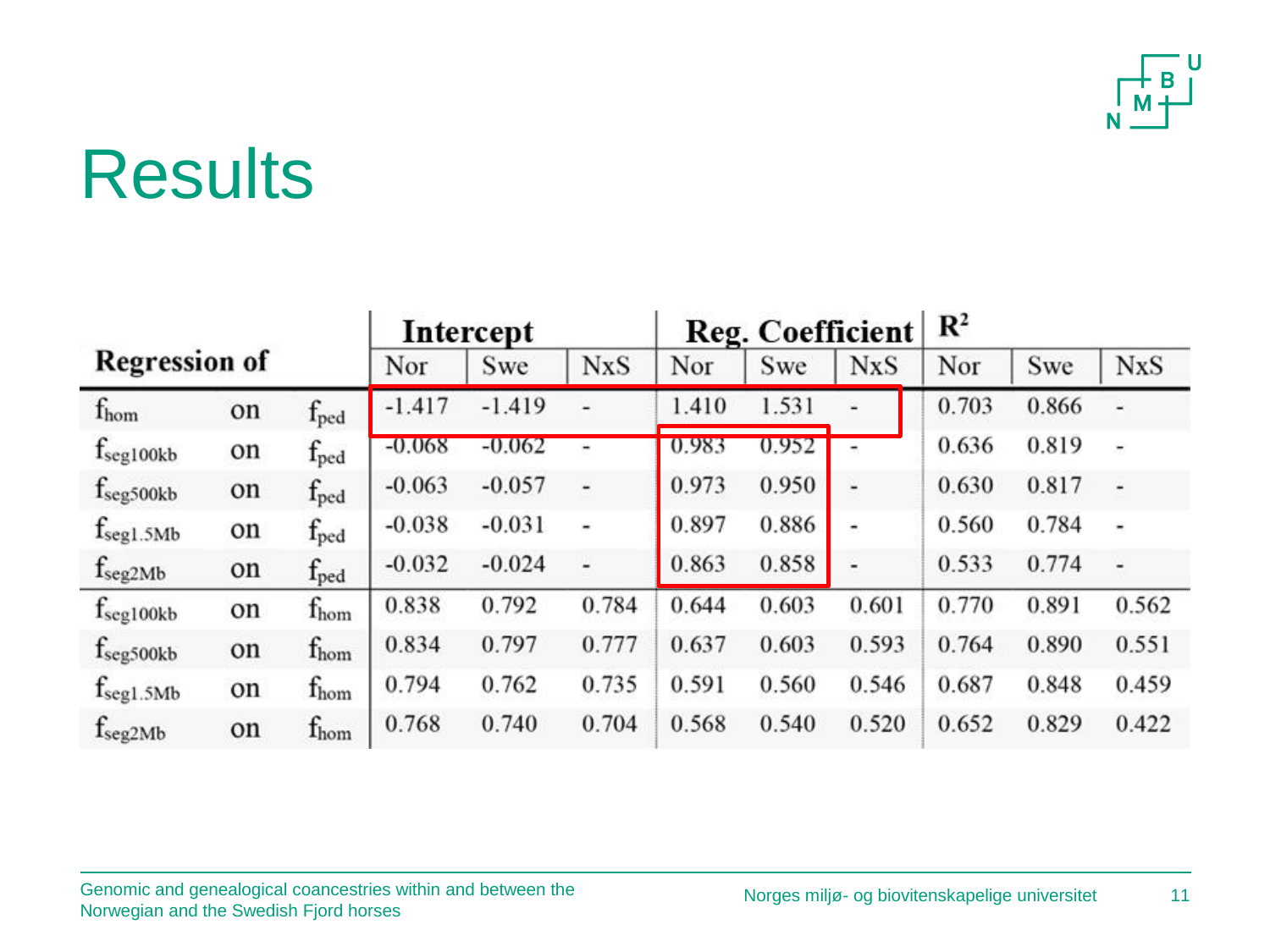# Results

| Regression of | | | Intercept | | | Reg. Coefficient | | | $R^2$ | | |
|---|---|---|---|---|---|---|---|---|---|---|---|
| | | | Nor | Swe | NxS | Nor | Swe | NxS | Nor | Swe | NxS |
| $f_{hom}$ | on | $f_{ped}$ | -1.417 | -1.419 | - | 1.410 | 1.531 | - | 0.703 | 0.866 | - |
| $f_{seg100kb}$ | on | $f_{ped}$ | -0.068 | -0.062 | - | 0.983 | 0.952 | - | 0.636 | 0.819 | - |
| $f_{seg500kb}$ | on | $f_{ped}$ | -0.063 | -0.057 | - | 0.973 | 0.950 | - | 0.630 | 0.817 | - |
| $f_{seg1.5Mb}$ | on | $f_{ped}$ | -0.038 | -0.031 | - | 0.897 | 0.886 | - | 0.560 | 0.784 | - |
| $f_{seg2Mb}$ | on | $f_{ped}$ | -0.032 | -0.024 | - | 0.863 | 0.858 | - | 0.533 | 0.774 | - |
| $f_{seg100kb}$ | on | $f_{hom}$ | 0.838 | 0.792 | 0.784 | 0.644 | 0.603 | 0.601 | 0.770 | 0.891 | 0.562 |
| $f_{seg500kb}$ | on | $f_{hom}$ | 0.834 | 0.797 | 0.777 | 0.637 | 0.603 | 0.593 | 0.764 | 0.890 | 0.551 |
| $f_{seg1.5Mb}$ | on | $f_{hom}$ | 0.794 | 0.762 | 0.735 | 0.591 | 0.560 | 0.546 | 0.687 | 0.848 | 0.459 |
| $f_{seg2Mb}$ | on | $f_{hom}$ | 0.768 | 0.740 | 0.704 | 0.568 | 0.540 | 0.520 | 0.652 | 0.829 | 0.422 |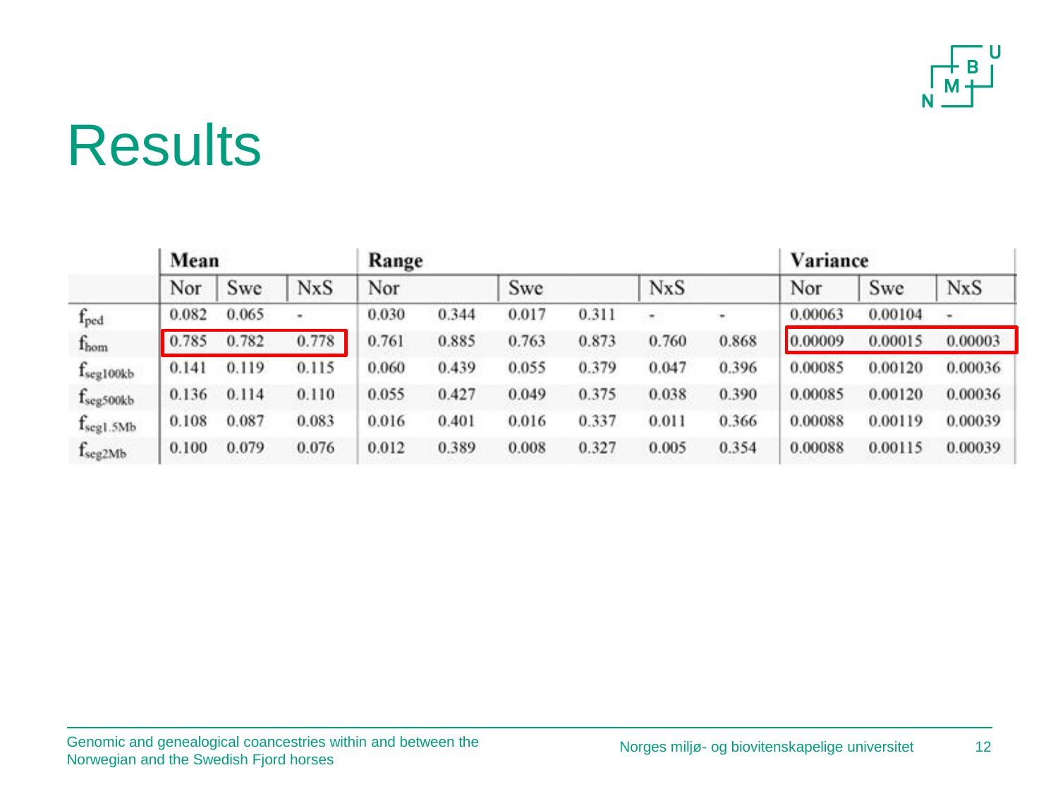# Results

| | Mean | | | Range | | | | | | Variance | | |
|---|---|---|---|---|---|---|---|---|---|---|---|---|
| | Nor | Swe | NxS | Nor | | Swe | | NxS | | Nor | Swe | NxS |
| $f_{ped}$ | 0.082 | 0.065 | - | 0.030 | 0.344 | 0.017 | 0.311 | - | - | 0.00063 | 0.00104 | - |
| $f_{hom}$ | 0.785 | 0.782 | 0.778 | 0.761 | 0.885 | 0.763 | 0.873 | 0.760 | 0.868 | 0.00009 | 0.00015 | 0.00003 |
| $f_{seg100kb}$ | 0.141 | 0.119 | 0.115 | 0.060 | 0.439 | 0.055 | 0.379 | 0.047 | 0.396 | 0.00085 | 0.00120 | 0.00036 |
| $f_{seg500kb}$ | 0.136 | 0.114 | 0.110 | 0.055 | 0.427 | 0.049 | 0.375 | 0.038 | 0.390 | 0.00085 | 0.00120 | 0.00036 |
| $f_{seg1.5Mb}$ | 0.108 | 0.087 | 0.083 | 0.016 | 0.401 | 0.016 | 0.337 | 0.011 | 0.366 | 0.00088 | 0.00119 | 0.00039 |
| $f_{seg2Mb}$ | 0.100 | 0.079 | 0.076 | 0.012 | 0.389 | 0.008 | 0.327 | 0.005 | 0.354 | 0.00088 | 0.00115 | 0.00039 |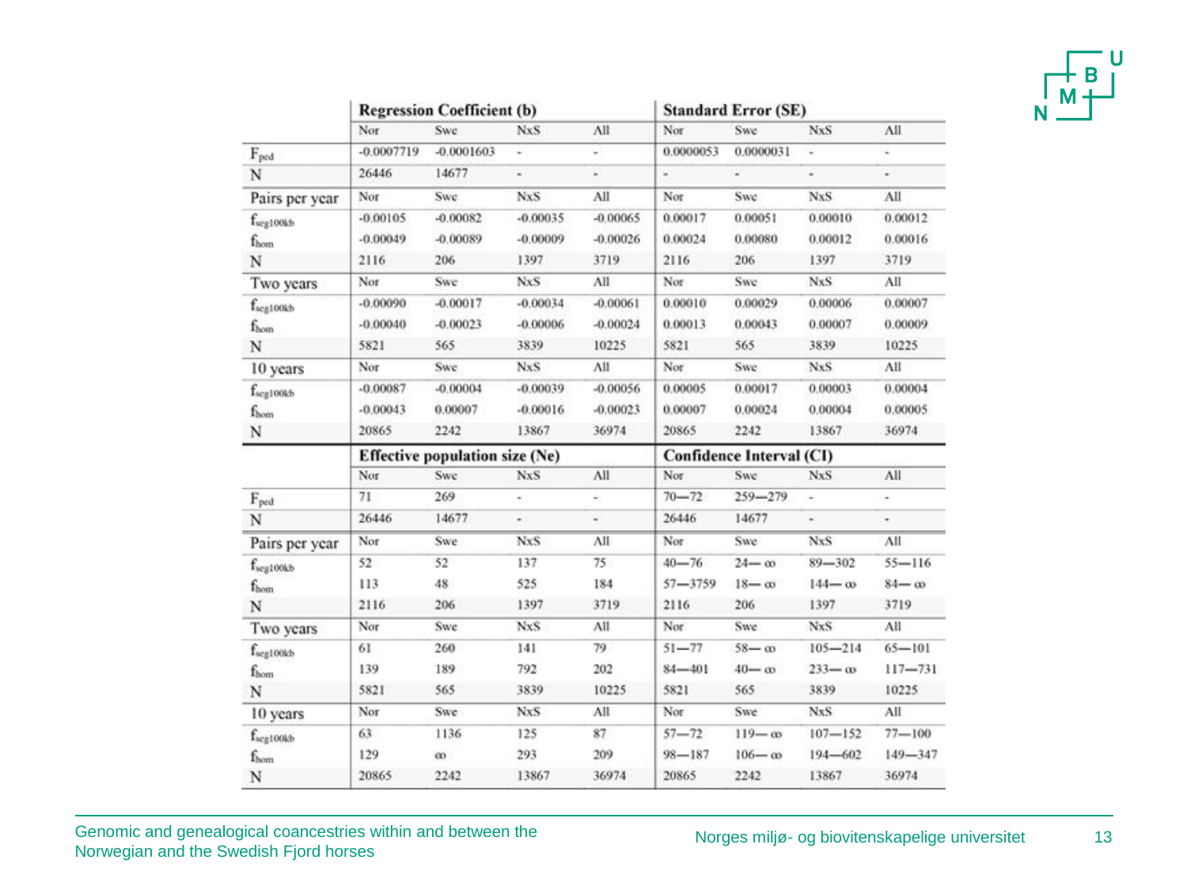|  | Regression Coefficient (b) | | | | Standard Error (SE) | | | |
|---|---|---|---|---|---|---|---|---|
|  | Nor | Swe | NxS | All | Nor | Swe | NxS | All |
| $F_{ped}$ | -0.0007719 | -0.0001603 | - | - | 0.0000053 | 0.0000031 | - | - |
| N | 26446 | 14677 | - | - | - | - | - | - |
| Pairs per year | Nor | Swe | NxS | All | Nor | Swe | NxS | All |
| $f_{seg100kb}$ | -0.00105 | -0.00082 | -0.00035 | -0.00065 | 0.00017 | 0.00051 | 0.00010 | 0.00012 |
| $f_{hom}$ | -0.00049 | -0.00089 | -0.00009 | -0.00026 | 0.00024 | 0.00080 | 0.00012 | 0.00016 |
| N | 2116 | 206 | 1397 | 3719 | 2116 | 206 | 1397 | 3719 |
| Two years | Nor | Swe | NxS | All | Nor | Swe | NxS | All |
| $f_{seg100kb}$ | -0.00090 | -0.00017 | -0.00034 | -0.00061 | 0.00010 | 0.00029 | 0.00006 | 0.00007 |
| $f_{hom}$ | -0.00040 | -0.00023 | -0.00006 | -0.00024 | 0.00013 | 0.00043 | 0.00007 | 0.00009 |
| N | 5821 | 565 | 3839 | 10225 | 5821 | 565 | 3839 | 10225 |
| 10 years | Nor | Swe | NxS | All | Nor | Swe | NxS | All |
| $f_{seg100kb}$ | -0.00087 | -0.00004 | -0.00039 | -0.00056 | 0.00005 | 0.00017 | 0.00003 | 0.00004 |
| $f_{hom}$ | -0.00043 | 0.00007 | -0.00016 | -0.00023 | 0.00007 | 0.00024 | 0.00004 | 0.00005 |
| N | 20865 | 2242 | 13867 | 36974 | 20865 | 2242 | 13867 | 36974 |

|  | Effective population size (Ne) | | | | Confidence Interval (CI) | | | |
|---|---|---|---|---|---|---|---|---|
|  | Nor | Swe | NxS | All | Nor | Swe | NxS | All |
| $F_{ped}$ | 71 | 269 | - | - | 70—72 | 259—279 | - | - |
| N | 26446 | 14677 | - | - | 26446 | 14677 | - | - |
| Pairs per year | Nor | Swe | NxS | All | Nor | Swe | NxS | All |
| $f_{seg100kb}$ | 52 | 52 | 137 | 75 | 40—76 | 24—∞ | 89—302 | 55—116 |
| $f_{hom}$ | 113 | 48 | 525 | 184 | 57—3759 | 18—∞ | 144—∞ | 84—∞ |
| N | 2116 | 206 | 1397 | 3719 | 2116 | 206 | 1397 | 3719 |
| Two years | Nor | Swe | NxS | All | Nor | Swe | NxS | All |
| $f_{seg100kb}$ | 61 | 260 | 141 | 79 | 51—77 | 58—∞ | 105—214 | 65—101 |
| $f_{hom}$ | 139 | 189 | 792 | 202 | 84—401 | 40—∞ | 233—∞ | 117—731 |
| N | 5821 | 565 | 3839 | 10225 | 5821 | 565 | 3839 | 10225 |
| 10 years | Nor | Swe | NxS | All | Nor | Swe | NxS | All |
| $f_{seg100kb}$ | 63 | 1136 | 125 | 87 | 57—72 | 119—∞ | 107—152 | 77—100 |
| $f_{hom}$ | 129 | ∞ | 293 | 209 | 98—187 | 106—∞ | 194—602 | 149—347 |
| N | 20865 | 2242 | 13867 | 36974 | 20865 | 2242 | 13867 | 36974 |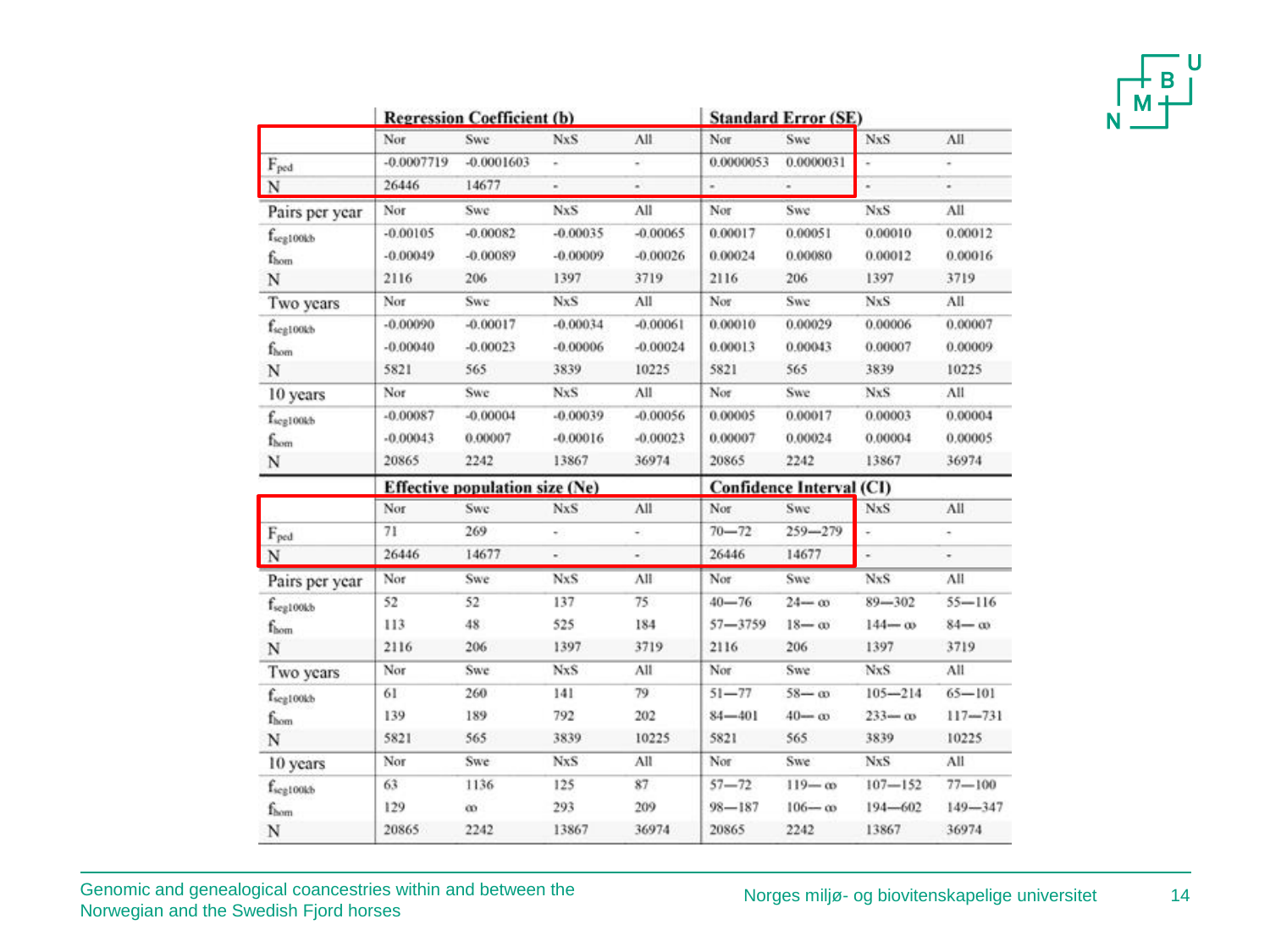| | Regression Coefficient (b) | | | | Standard Error (SE) | | | |
|---|---|---|---|---|---|---|---|---|
| | Nor | Swe | NxS | All | Nor | Swe | NxS | All |
| $F_{ped}$ | -0.0007719 | -0.0001603 | - | - | 0.0000053 | 0.0000031 | - | - |
| N | 26446 | 14677 | - | - | - | - | - | - |
| Pairs per year | Nor | Swe | NxS | All | Nor | Swe | NxS | All |
| $f_{seg100kb}$ | -0.00105 | -0.00082 | -0.00035 | -0.00065 | 0.00017 | 0.00051 | 0.00010 | 0.00012 |
| $f_{hom}$ | -0.00049 | -0.00089 | -0.00009 | -0.00026 | 0.00024 | 0.00080 | 0.00012 | 0.00016 |
| N | 2116 | 206 | 1397 | 3719 | 2116 | 206 | 1397 | 3719 |
| Two years | Nor | Swe | NxS | All | Nor | Swe | NxS | All |
| $f_{seg100kb}$ | -0.00090 | -0.00017 | -0.00034 | -0.00061 | 0.00010 | 0.00029 | 0.00006 | 0.00007 |
| $f_{hom}$ | -0.00040 | -0.00023 | -0.00006 | -0.00024 | 0.00013 | 0.00043 | 0.00007 | 0.00009 |
| N | 5821 | 565 | 3839 | 10225 | 5821 | 565 | 3839 | 10225 |
| 10 years | Nor | Swe | NxS | All | Nor | Swe | NxS | All |
| $f_{seg100kb}$ | -0.00087 | -0.00004 | -0.00039 | -0.00056 | 0.00005 | 0.00017 | 0.00003 | 0.00004 |
| $f_{hom}$ | -0.00043 | 0.00007 | -0.00016 | -0.00023 | 0.00007 | 0.00024 | 0.00004 | 0.00005 |
| N | 20865 | 2242 | 13867 | 36974 | 20865 | 2242 | 13867 | 36974 |

| | Effective population size (Ne) | | | | Confidence Interval (CI) | | | |
|---|---|---|---|---|---|---|---|---|
| | Nor | Swe | NxS | All | Nor | Swe | NxS | All |
| $F_{ped}$ | 71 | 269 | - | - | 70—72 | 259—279 | - | - |
| N | 26446 | 14677 | - | - | 26446 | 14677 | - | - |
| Pairs per year | Nor | Swe | NxS | All | Nor | Swe | NxS | All |
| $f_{seg100kb}$ | 52 | 52 | 137 | 75 | 40—76 | 24—∞ | 89—302 | 55—116 |
| $f_{hom}$ | 113 | 48 | 525 | 184 | 57—3759 | 18—∞ | 144—∞ | 84—∞ |
| N | 2116 | 206 | 1397 | 3719 | 2116 | 206 | 1397 | 3719 |
| Two years | Nor | Swe | NxS | All | Nor | Swe | NxS | All |
| $f_{seg100kb}$ | 61 | 260 | 141 | 79 | 51—77 | 58—∞ | 105—214 | 65—101 |
| $f_{hom}$ | 139 | 189 | 792 | 202 | 84—401 | 40—∞ | 233—∞ | 117—731 |
| N | 5821 | 565 | 3839 | 10225 | 5821 | 565 | 3839 | 10225 |
| 10 years | Nor | Swe | NxS | All | Nor | Swe | NxS | All |
| $f_{seg100kb}$ | 63 | 1136 | 125 | 87 | 57—72 | 119—∞ | 107—152 | 77—100 |
| $f_{hom}$ | 129 | ∞ | 293 | 209 | 98—187 | 106—∞ | 194—602 | 149—347 |
| N | 20865 | 2242 | 13867 | 36974 | 20865 | 2242 | 13867 | 36974 |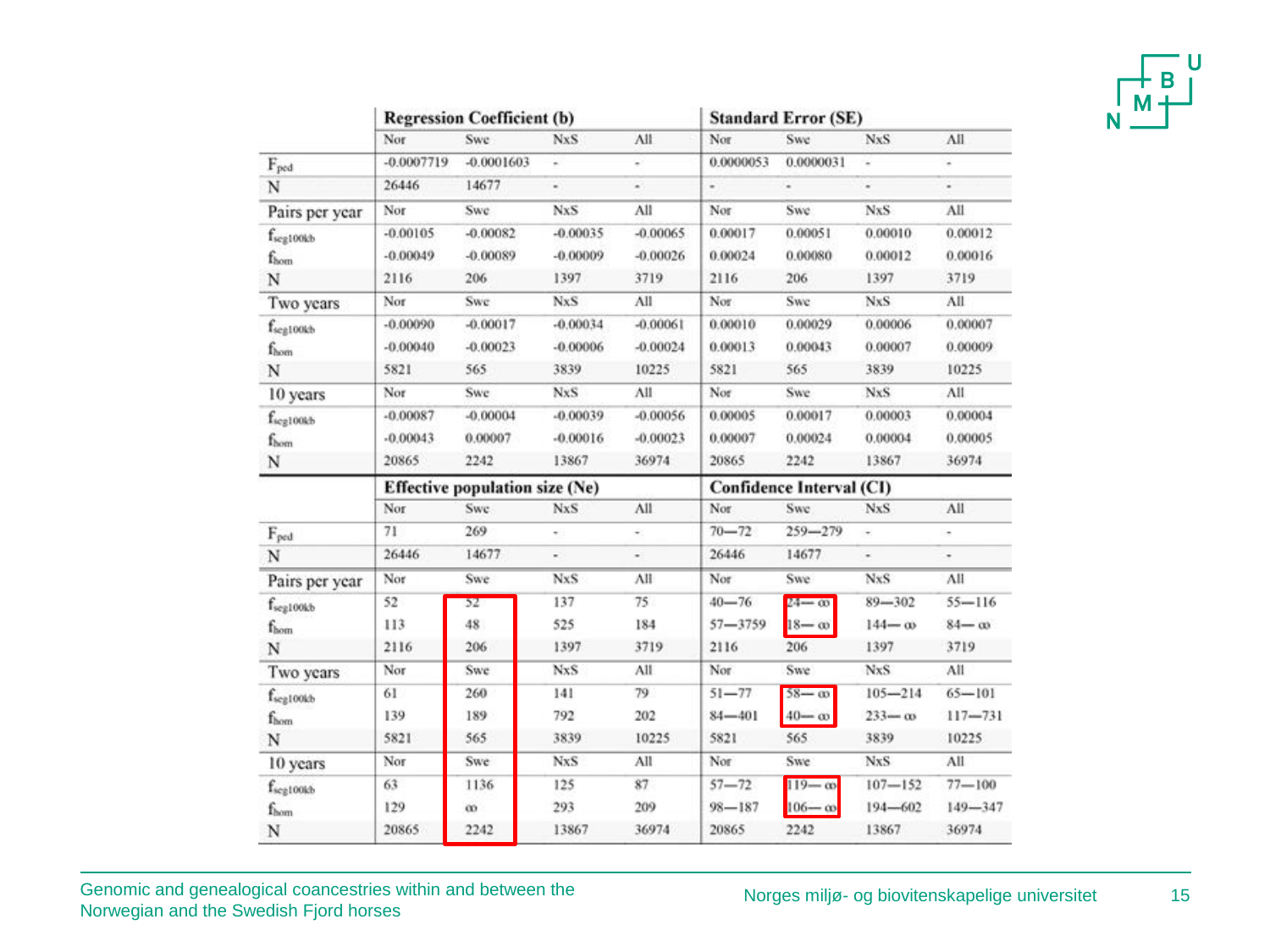| | Regression Coefficient (b) | | | | Standard Error (SE) | | | |
|---|---|---|---|---|---|---|---|---|
| | Nor | Swe | NxS | All | Nor | Swe | NxS | All |
| $F_{ped}$ | -0.0007719 | -0.0001603 | - | - | 0.0000053 | 0.0000031 | - | - |
| N | 26446 | 14677 | - | - | - | - | - | - |
| Pairs per year | Nor | Swe | NxS | All | Nor | Swe | NxS | All |
| $f_{seg100kb}$ | -0.00105 | -0.00082 | -0.00035 | -0.00065 | 0.00017 | 0.00051 | 0.00010 | 0.00012 |
| $f_{hom}$ | -0.00049 | -0.00089 | -0.00009 | -0.00026 | 0.00024 | 0.00080 | 0.00012 | 0.00016 |
| N | 2116 | 206 | 1397 | 3719 | 2116 | 206 | 1397 | 3719 |
| Two years | Nor | Swe | NxS | All | Nor | Swe | NxS | All |
| $f_{seg100kb}$ | -0.00090 | -0.00017 | -0.00034 | -0.00061 | 0.00010 | 0.00029 | 0.00006 | 0.00007 |
| $f_{hom}$ | -0.00040 | -0.00023 | -0.00006 | -0.00024 | 0.00013 | 0.00043 | 0.00007 | 0.00009 |
| N | 5821 | 565 | 3839 | 10225 | 5821 | 565 | 3839 | 10225 |
| 10 years | Nor | Swe | NxS | All | Nor | Swe | NxS | All |
| $f_{seg100kb}$ | -0.00087 | -0.00004 | -0.00039 | -0.00056 | 0.00005 | 0.00017 | 0.00003 | 0.00004 |
| $f_{hom}$ | -0.00043 | 0.00007 | -0.00016 | -0.00023 | 0.00007 | 0.00024 | 0.00004 | 0.00005 |
| N | 20865 | 2242 | 13867 | 36974 | 20865 | 2242 | 13867 | 36974 |

| | Effective population size (Ne) | | | | Confidence Interval (CI) | | | |
|---|---|---|---|---|---|---|---|---|
| | Nor | Swe | NxS | All | Nor | Swe | NxS | All |
| $F_{ped}$ | 71 | 269 | - | - | 70—72 | 259—279 | - | - |
| N | 26446 | 14677 | - | - | 26446 | 14677 | - | - |
| Pairs per year | Nor | Swe | NxS | All | Nor | Swe | NxS | All |
| $f_{seg100kb}$ | 52 | 52 | 137 | 75 | 40—76 | 24—∞ | 89—302 | 55—116 |
| $f_{hom}$ | 113 | 48 | 525 | 184 | 57—3759 | 18—∞ | 144—∞ | 84—∞ |
| N | 2116 | 206 | 1397 | 3719 | 2116 | 206 | 1397 | 3719 |
| Two years | Nor | Swe | NxS | All | Nor | Swe | NxS | All |
| $f_{seg100kb}$ | 61 | 260 | 141 | 79 | 51—77 | 58—∞ | 105—214 | 65—101 |
| $f_{hom}$ | 139 | 189 | 792 | 202 | 84—401 | 40—∞ | 233—∞ | 117—731 |
| N | 5821 | 565 | 3839 | 10225 | 5821 | 565 | 3839 | 10225 |
| 10 years | Nor | Swe | NxS | All | Nor | Swe | NxS | All |
| $f_{seg100kb}$ | 63 | 1136 | 125 | 87 | 57—72 | 119—∞ | 107—152 | 77—100 |
| $f_{hom}$ | 129 | ∞ | 293 | 209 | 98—187 | 106—∞ | 194—602 | 149—347 |
| N | 20865 | 2242 | 13867 | 36974 | 20865 | 2242 | 13867 | 36974 |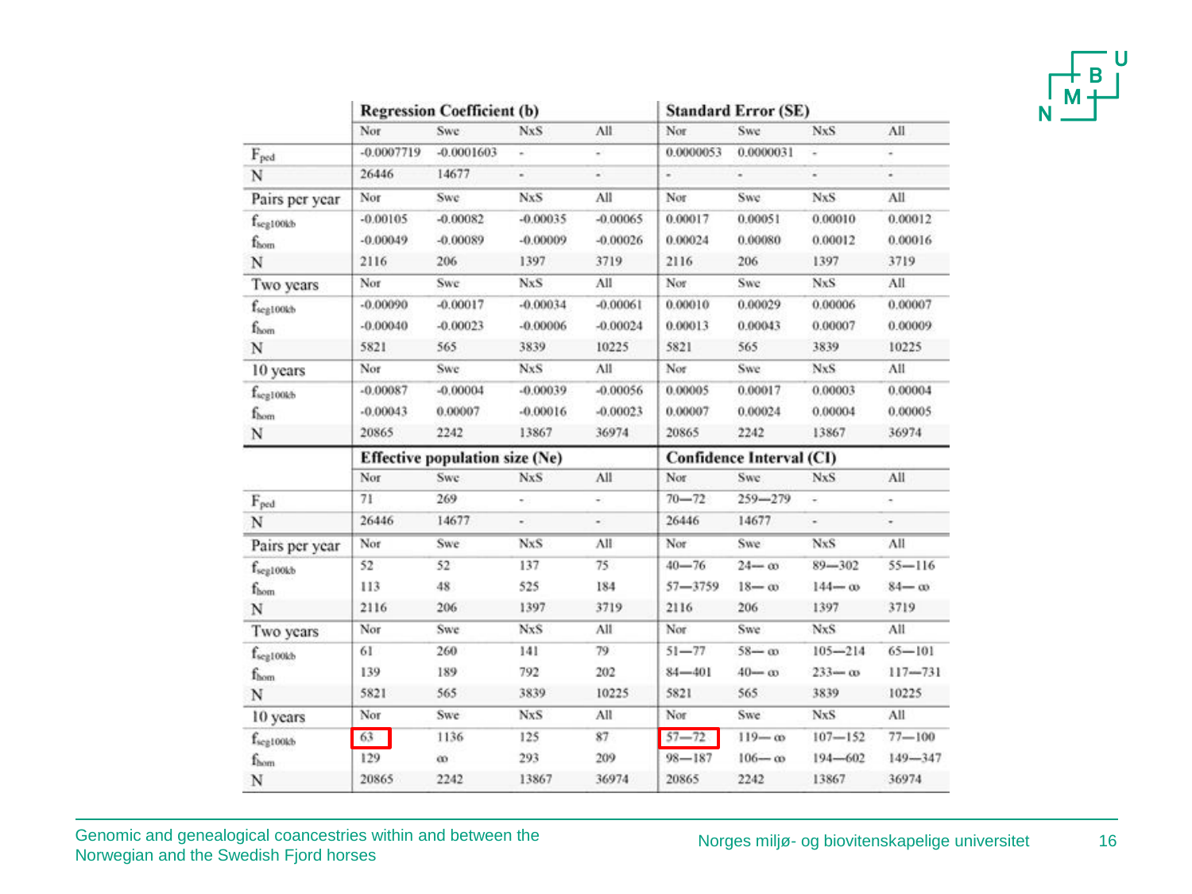| | Regression Coefficient (b) | | | | Standard Error (SE) | | | |
|---|---|---|---|---|---|---|---|---|
| | Nor | Swe | NxS | All | Nor | Swe | NxS | All |
| $F_{ped}$ | -0.0007719 | -0.0001603 | - | - | 0.0000053 | 0.0000031 | - | - |
| N | 26446 | 14677 | - | - | - | - | - | - |
| Pairs per year | Nor | Swe | NxS | All | Nor | Swe | NxS | All |
| $f_{seg100kb}$ | -0.00105 | -0.00082 | -0.00035 | -0.00065 | 0.00017 | 0.00051 | 0.00010 | 0.00012 |
| $f_{hom}$ | -0.00049 | -0.00089 | -0.00009 | -0.00026 | 0.00024 | 0.00080 | 0.00012 | 0.00016 |
| N | 2116 | 206 | 1397 | 3719 | 2116 | 206 | 1397 | 3719 |
| Two years | Nor | Swe | NxS | All | Nor | Swe | NxS | All |
| $f_{seg100kb}$ | -0.00090 | -0.00017 | -0.00034 | -0.00061 | 0.00010 | 0.00029 | 0.00006 | 0.00007 |
| $f_{hom}$ | -0.00040 | -0.00023 | -0.00006 | -0.00024 | 0.00013 | 0.00043 | 0.00007 | 0.00009 |
| N | 5821 | 565 | 3839 | 10225 | 5821 | 565 | 3839 | 10225 |
| 10 years | Nor | Swe | NxS | All | Nor | Swe | NxS | All |
| $f_{seg100kb}$ | -0.00087 | -0.00004 | -0.00039 | -0.00056 | 0.00005 | 0.00017 | 0.00003 | 0.00004 |
| $f_{hom}$ | -0.00043 | 0.00007 | -0.00016 | -0.00023 | 0.00007 | 0.00024 | 0.00004 | 0.00005 |
| N | 20865 | 2242 | 13867 | 36974 | 20865 | 2242 | 13867 | 36974 |

| | Effective population size (Ne) | | | | Confidence Interval (CI) | | | |
|---|---|---|---|---|---|---|---|---|
| | Nor | Swe | NxS | All | Nor | Swe | NxS | All |
| $F_{ped}$ | 71 | 269 | - | - | 70—72 | 259—279 | - | - |
| N | 26446 | 14677 | - | - | 26446 | 14677 | - | - |
| Pairs per year | Nor | Swe | NxS | All | Nor | Swe | NxS | All |
| $f_{seg100kb}$ | 52 | 52 | 137 | 75 | 40—76 | 24—∞ | 89—302 | 55—116 |
| $f_{hom}$ | 113 | 48 | 525 | 184 | 57—3759 | 18—∞ | 144—∞ | 84—∞ |
| N | 2116 | 206 | 1397 | 3719 | 2116 | 206 | 1397 | 3719 |
| Two years | Nor | Swe | NxS | All | Nor | Swe | NxS | All |
| $f_{seg100kb}$ | 61 | 260 | 141 | 79 | 51—77 | 58—∞ | 105—214 | 65—101 |
| $f_{hom}$ | 139 | 189 | 792 | 202 | 84—401 | 40—∞ | 233—∞ | 117—731 |
| N | 5821 | 565 | 3839 | 10225 | 5821 | 565 | 3839 | 10225 |
| 10 years | Nor | Swe | NxS | All | Nor | Swe | NxS | All |
| $f_{seg100kb}$ | 63 | 1136 | 125 | 87 | 57—72 | 119—∞ | 107—152 | 77—100 |
| $f_{hom}$ | 129 | ∞ | 293 | 209 | 98—187 | 106—∞ | 194—602 | 149—347 |
| N | 20865 | 2242 | 13867 | 36974 | 20865 | 2242 | 13867 | 36974 |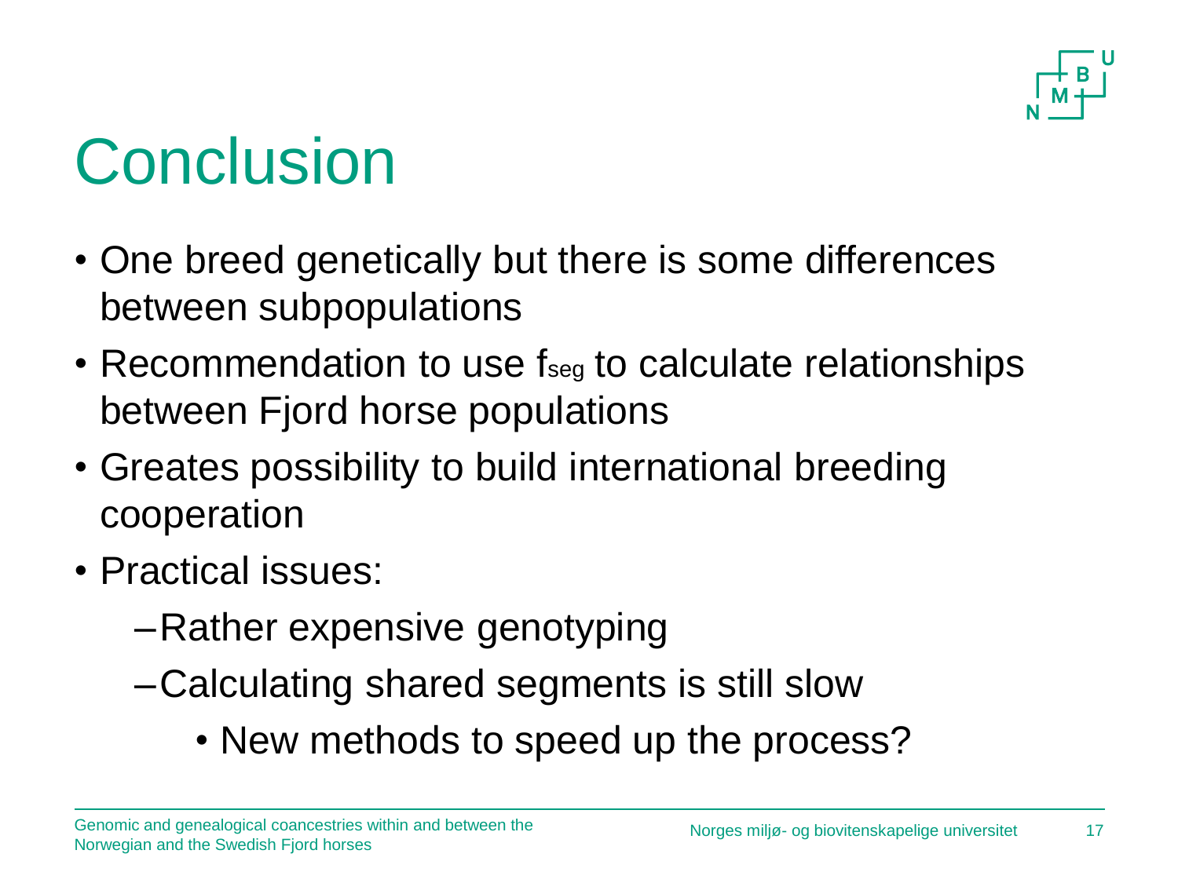# Conclusion

- One breed genetically but there is some differences between subpopulations
- Recommendation to use $f_{seg}$ to calculate relationships between Fjord horse populations
- Greates possibility to build international breeding cooperation
- Practical issues:
  - Rather expensive genotyping
  - Calculating shared segments is still slow
    - New methods to speed up the process?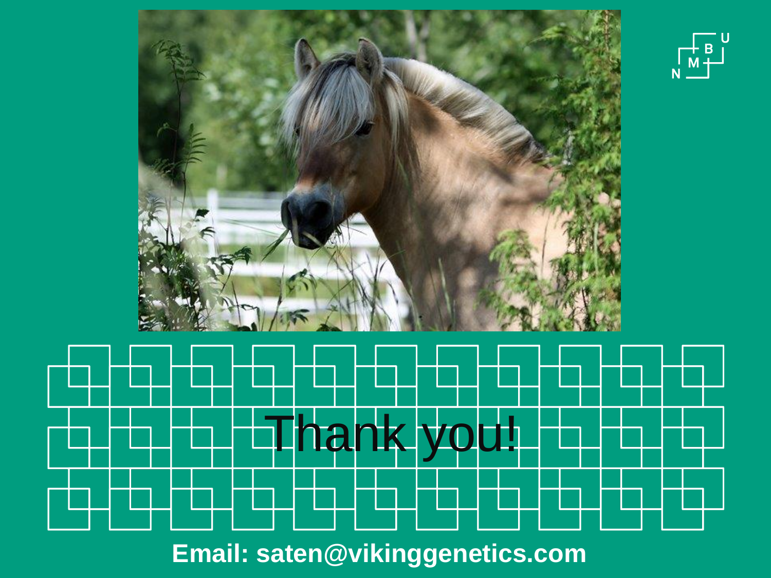# Thank you!

**Email: saten@vikinggenetics.com**